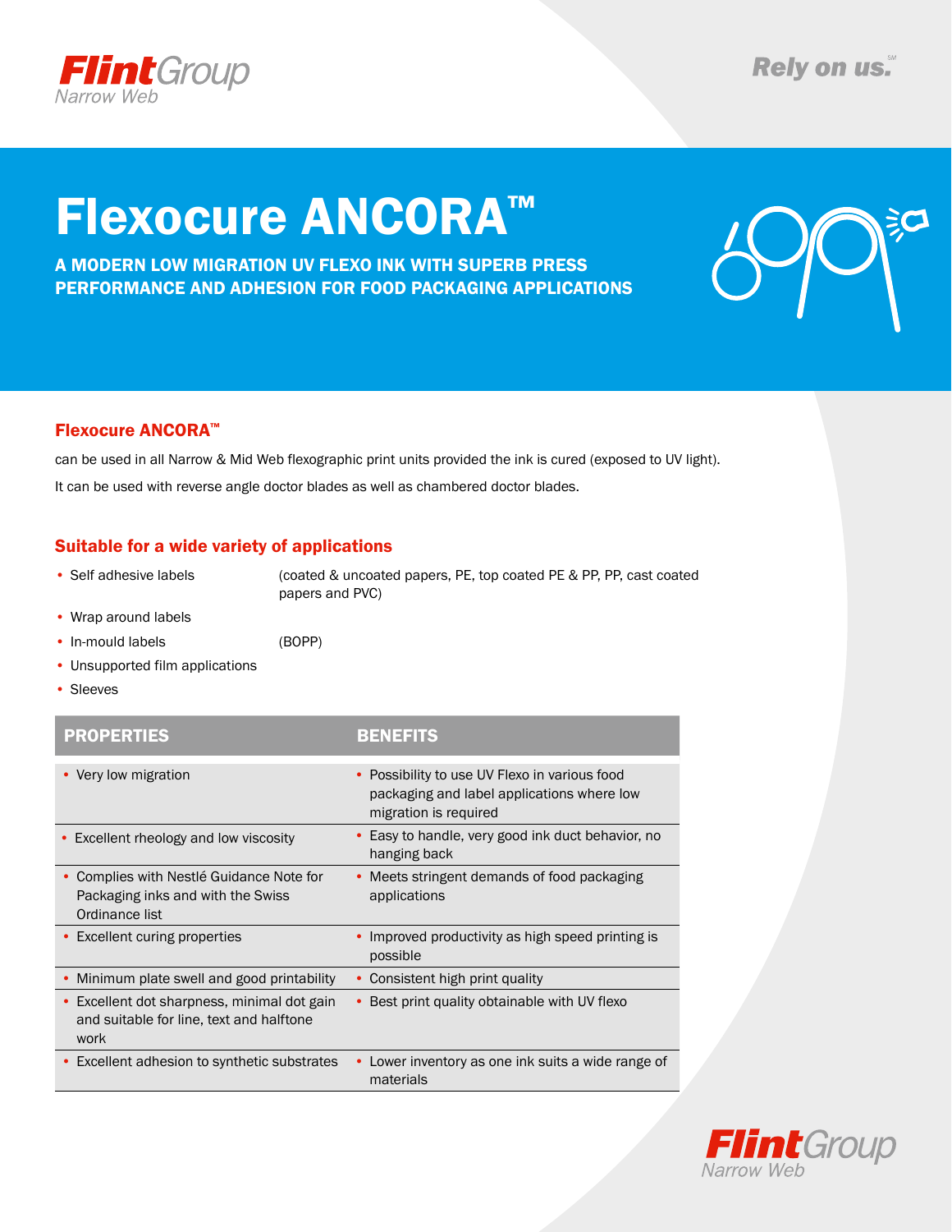Flint Group
Narrow Web

Rely on us.℠

# Flexocure ANCORA™

**A MODERN LOW MIGRATION UV FLEXO INK WITH SUPERB PRESS PERFORMANCE AND ADHESION FOR FOOD PACKAGING APPLICATIONS**

## Flexocure ANCORA™

can be used in all Narrow & Mid Web flexographic print units provided the ink is cured (exposed to UV light).

It can be used with reverse angle doctor blades as well as chambered doctor blades.

## Suitable for a wide variety of applications

- Self adhesive labels (coated & uncoated papers, PE, top coated PE & PP, PP, cast coated papers and PVC)
- Wrap around labels
- In-mould labels (BOPP)
- Unsupported film applications
- Sleeves

| PROPERTIES | BENEFITS |
|---|---|
| • Very low migration | • Possibility to use UV Flexo in various food packaging and label applications where low migration is required |
| • Excellent rheology and low viscosity | • Easy to handle, very good ink duct behavior, no hanging back |
| • Complies with Nestlé Guidance Note for Packaging inks and with the Swiss Ordinance list | • Meets stringent demands of food packaging applications |
| • Excellent curing properties | • Improved productivity as high speed printing is possible |
| • Minimum plate swell and good printability | • Consistent high print quality |
| • Excellent dot sharpness, minimal dot gain and suitable for line, text and halftone work | • Best print quality obtainable with UV flexo |
| • Excellent adhesion to synthetic substrates | • Lower inventory as one ink suits a wide range of materials |

Flint Group
Narrow Web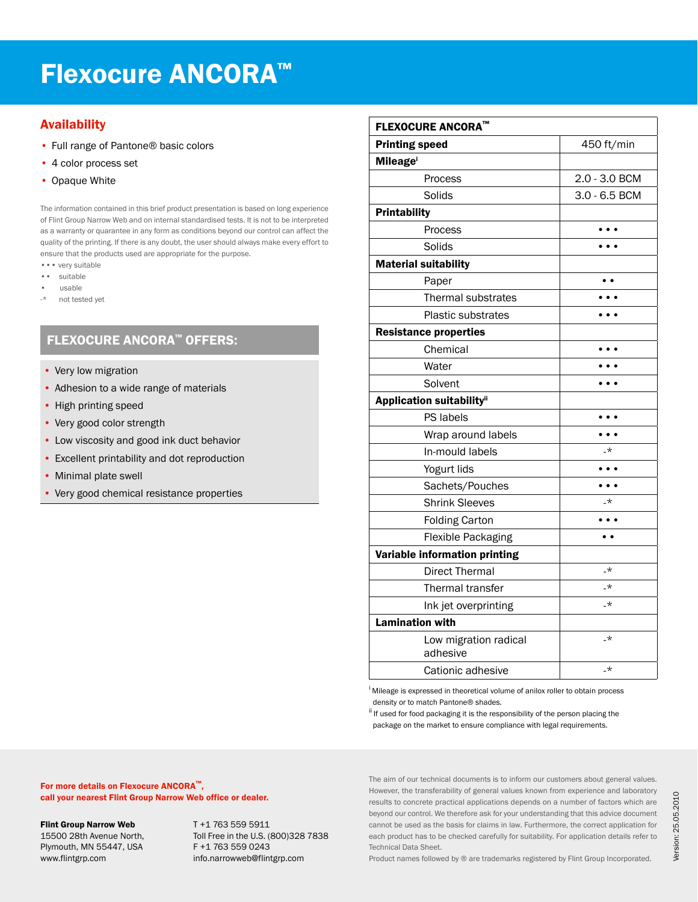# Flexocure ANCORA™

## Availability

- Full range of Pantone® basic colors
- 4 color process set
- Opaque White

The information contained in this brief product presentation is based on long experience of Flint Group Narrow Web and on internal standardised tests. It is not to be interpreted as a warranty or quarantee in any form as conditions beyond our control can affect the quality of the printing. If there is any doubt, the user should always make every effort to ensure that the products used are appropriate for the purpose.

- • • • very suitable
- • • suitable
- • usable
- -* not tested yet

## FLEXOCURE ANCORA™ OFFERS:

- Very low migration
- Adhesion to a wide range of materials
- High printing speed
- Very good color strength
- Low viscosity and good ink duct behavior
- Excellent printability and dot reproduction
- Minimal plate swell
- Very good chemical resistance properties

| FLEXOCURE ANCORA™ | |
|---|---|
| **Printing speed** | 450 ft/min |
| **Mileage**[i] | |
| Process | 2.0 - 3.0 BCM |
| Solids | 3.0 - 6.5 BCM |
| **Printability** | |
| Process | • • • |
| Solids | • • • |
| **Material suitability** | |
| Paper | • • |
| Thermal substrates | • • • |
| Plastic substrates | • • • |
| **Resistance properties** | |
| Chemical | • • • |
| Water | • • • |
| Solvent | • • • |
| **Application suitability**[ii] | |
| PS labels | • • • |
| Wrap around labels | • • • |
| In-mould labels | -* |
| Yogurt lids | • • • |
| Sachets/Pouches | • • • |
| Shrink Sleeves | -* |
| Folding Carton | • • • |
| Flexible Packaging | • • |
| **Variable information printing** | |
| Direct Thermal | -* |
| Thermal transfer | -* |
| Ink jet overprinting | -* |
| **Lamination with** | |
| Low migration radical adhesive | -* |
| Cationic adhesive | -* |

[i] Mileage is expressed in theoretical volume of anilox roller to obtain process density or to match Pantone® shades.

[ii] If used for food packaging it is the responsibility of the person placing the package on the market to ensure compliance with legal requirements.

**For more details on Flexocure ANCORA™, call your nearest Flint Group Narrow Web office or dealer.**

**Flint Group Narrow Web**
15500 28th Avenue North,
Plymouth, MN 55447, USA
www.flintgrp.com

T +1 763 559 5911
Toll Free in the U.S. (800)328 7838
F +1 763 559 0243
info.narrowweb@flintgrp.com

The aim of our technical documents is to inform our customers about general values. However, the transferability of general values known from experience and laboratory results to concrete practical applications depends on a number of factors which are beyond our control. We therefore ask for your understanding that this advice document cannot be used as the basis for claims in law. Furthermore, the correct application for each product has to be checked carefully for suitability. For application details refer to Technical Data Sheet.

Product names followed by ® are trademarks registered by Flint Group Incorporated.

Version: 25.05.2010